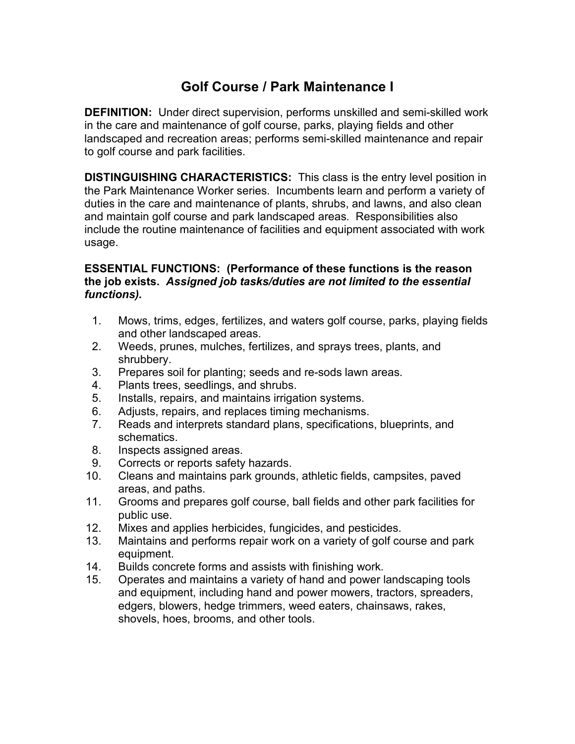# Golf Course / Park Maintenance I

**DEFINITION:** Under direct supervision, performs unskilled and semi-skilled work in the care and maintenance of golf course, parks, playing fields and other landscaped and recreation areas; performs semi-skilled maintenance and repair to golf course and park facilities.

**DISTINGUISHING CHARACTERISTICS:** This class is the entry level position in the Park Maintenance Worker series. Incumbents learn and perform a variety of duties in the care and maintenance of plants, shrubs, and lawns, and also clean and maintain golf course and park landscaped areas. Responsibilities also include the routine maintenance of facilities and equipment associated with work usage.

**ESSENTIAL FUNCTIONS: (Performance of these functions is the reason the job exists. *Assigned job tasks/duties are not limited to the essential functions).***

1. Mows, trims, edges, fertilizes, and waters golf course, parks, playing fields and other landscaped areas.
2. Weeds, prunes, mulches, fertilizes, and sprays trees, plants, and shrubbery.
3. Prepares soil for planting; seeds and re-sods lawn areas.
4. Plants trees, seedlings, and shrubs.
5. Installs, repairs, and maintains irrigation systems.
6. Adjusts, repairs, and replaces timing mechanisms.
7. Reads and interprets standard plans, specifications, blueprints, and schematics.
8. Inspects assigned areas.
9. Corrects or reports safety hazards.
10. Cleans and maintains park grounds, athletic fields, campsites, paved areas, and paths.
11. Grooms and prepares golf course, ball fields and other park facilities for public use.
12. Mixes and applies herbicides, fungicides, and pesticides.
13. Maintains and performs repair work on a variety of golf course and park equipment.
14. Builds concrete forms and assists with finishing work.
15. Operates and maintains a variety of hand and power landscaping tools and equipment, including hand and power mowers, tractors, spreaders, edgers, blowers, hedge trimmers, weed eaters, chainsaws, rakes, shovels, hoes, brooms, and other tools.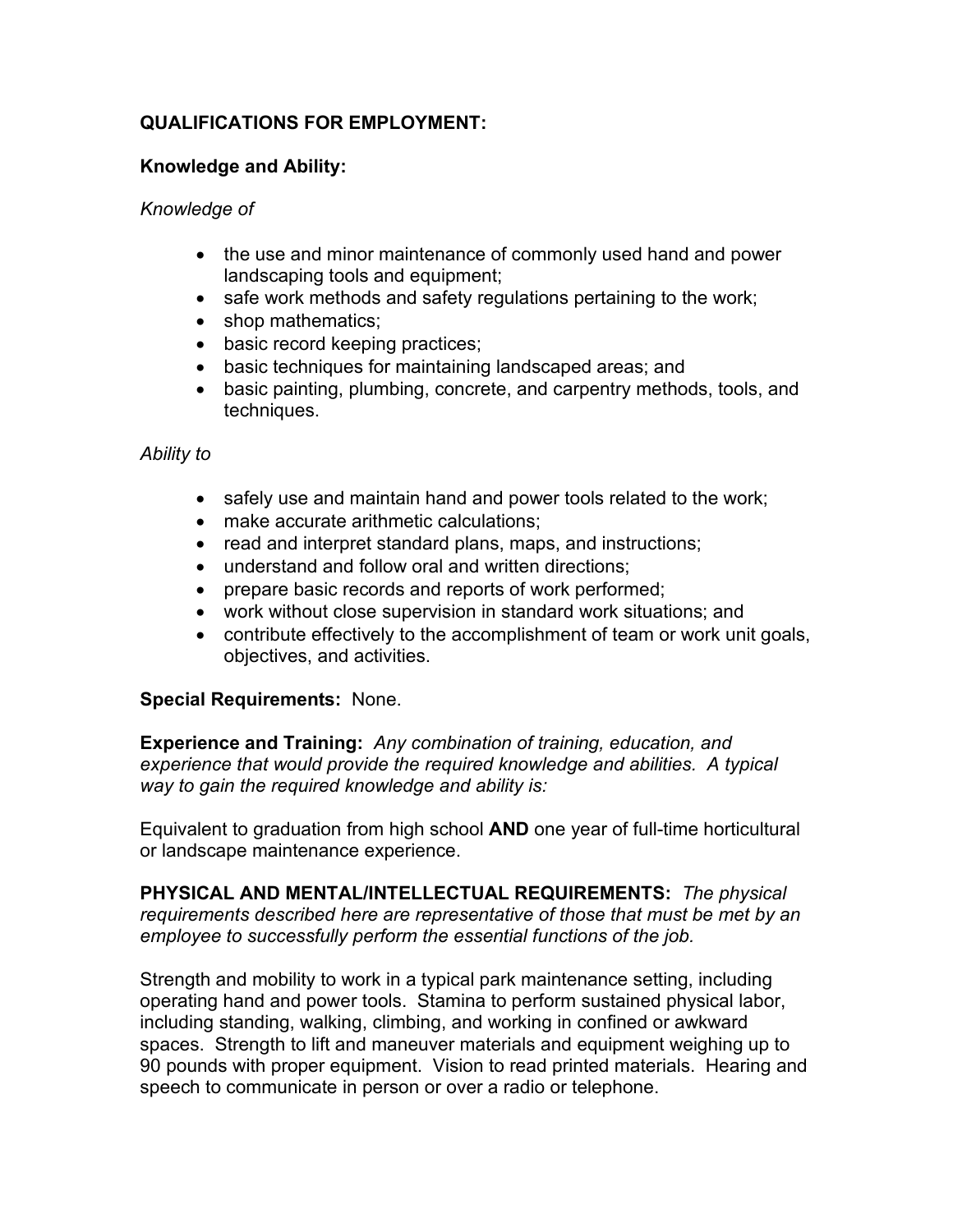**QUALIFICATIONS FOR EMPLOYMENT:**

**Knowledge and Ability:**

*Knowledge of*

- the use and minor maintenance of commonly used hand and power landscaping tools and equipment;
- safe work methods and safety regulations pertaining to the work;
- shop mathematics;
- basic record keeping practices;
- basic techniques for maintaining landscaped areas; and
- basic painting, plumbing, concrete, and carpentry methods, tools, and techniques.

*Ability to*

- safely use and maintain hand and power tools related to the work;
- make accurate arithmetic calculations;
- read and interpret standard plans, maps, and instructions;
- understand and follow oral and written directions;
- prepare basic records and reports of work performed;
- work without close supervision in standard work situations; and
- contribute effectively to the accomplishment of team or work unit goals, objectives, and activities.

**Special Requirements:** None.

**Experience and Training:** *Any combination of training, education, and experience that would provide the required knowledge and abilities. A typical way to gain the required knowledge and ability is:*

Equivalent to graduation from high school **AND** one year of full-time horticultural or landscape maintenance experience.

**PHYSICAL AND MENTAL/INTELLECTUAL REQUIREMENTS:** *The physical requirements described here are representative of those that must be met by an employee to successfully perform the essential functions of the job.*

Strength and mobility to work in a typical park maintenance setting, including operating hand and power tools. Stamina to perform sustained physical labor, including standing, walking, climbing, and working in confined or awkward spaces. Strength to lift and maneuver materials and equipment weighing up to 90 pounds with proper equipment. Vision to read printed materials. Hearing and speech to communicate in person or over a radio or telephone.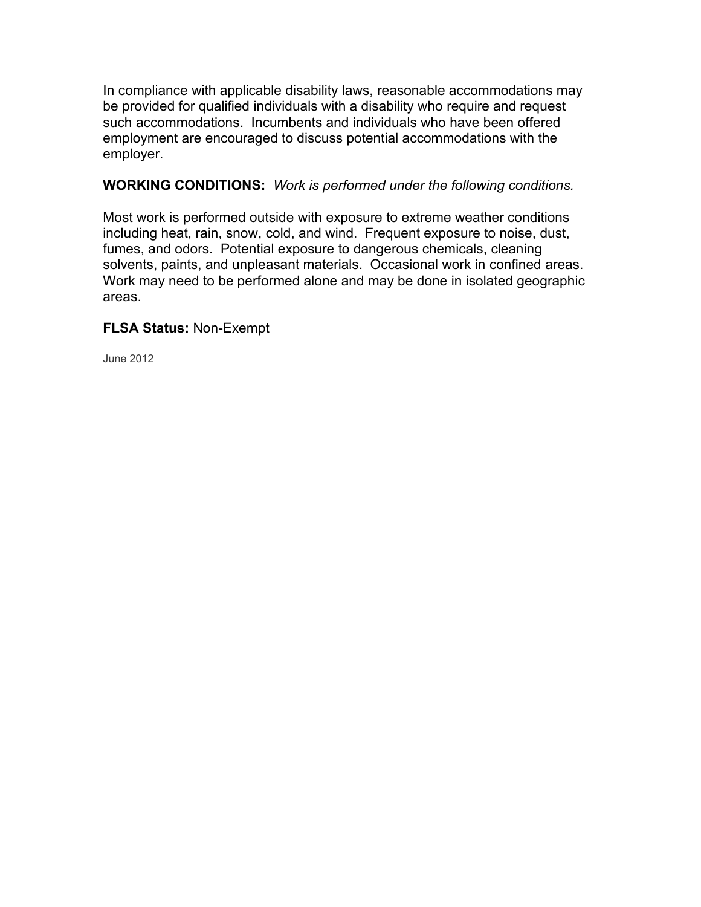In compliance with applicable disability laws, reasonable accommodations may be provided for qualified individuals with a disability who require and request such accommodations. Incumbents and individuals who have been offered employment are encouraged to discuss potential accommodations with the employer.

**WORKING CONDITIONS:** *Work is performed under the following conditions.*

Most work is performed outside with exposure to extreme weather conditions including heat, rain, snow, cold, and wind. Frequent exposure to noise, dust, fumes, and odors. Potential exposure to dangerous chemicals, cleaning solvents, paints, and unpleasant materials. Occasional work in confined areas. Work may need to be performed alone and may be done in isolated geographic areas.

**FLSA Status:** Non-Exempt

June 2012